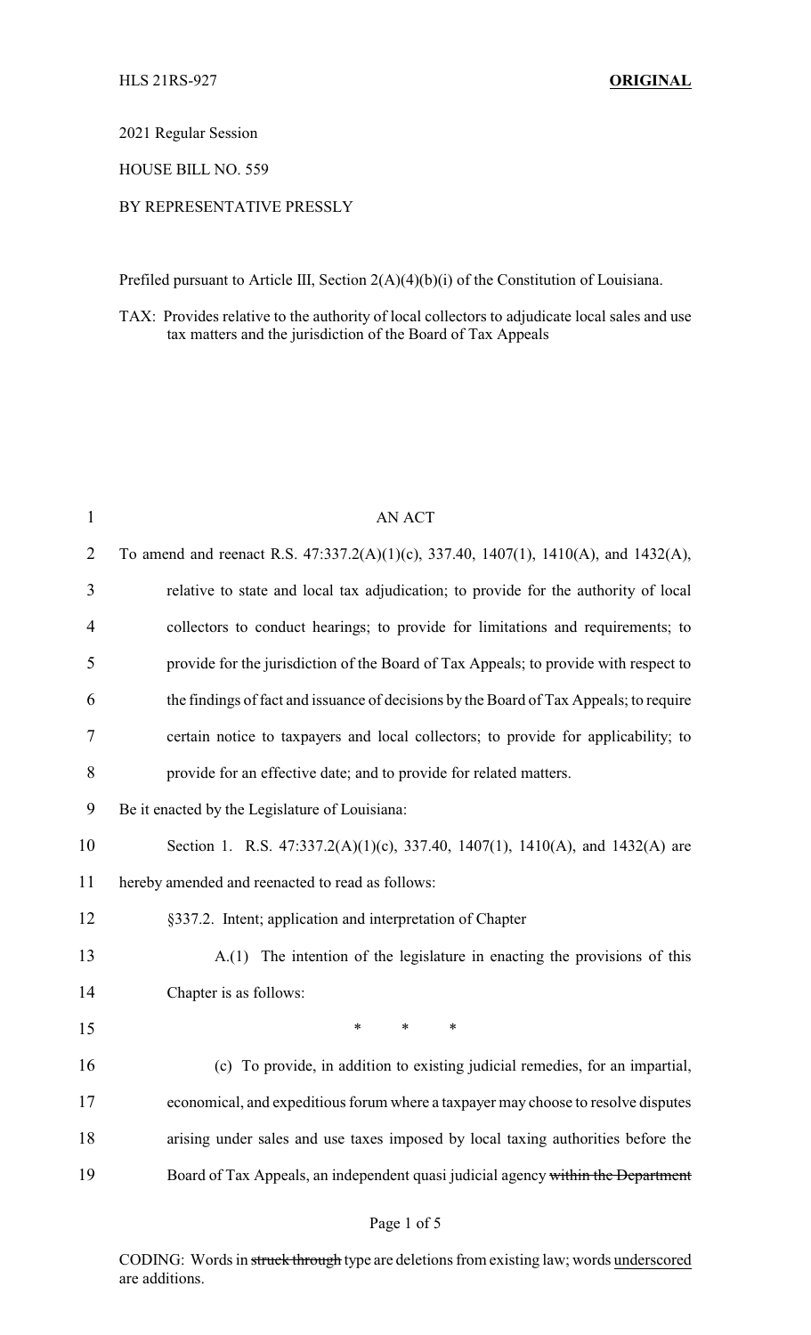HLS 21RS-927 **ORIGINAL**

2021 Regular Session

HOUSE BILL NO. 559

BY REPRESENTATIVE PRESSLY

Prefiled pursuant to Article III, Section 2(A)(4)(b)(i) of the Constitution of Louisiana.

TAX: Provides relative to the authority of local collectors to adjudicate local sales and use tax matters and the jurisdiction of the Board of Tax Appeals

AN ACT

To amend and reenact R.S. 47:337.2(A)(1)(c), 337.40, 1407(1), 1410(A), and 1432(A), relative to state and local tax adjudication; to provide for the authority of local collectors to conduct hearings; to provide for limitations and requirements; to provide for the jurisdiction of the Board of Tax Appeals; to provide with respect to the findings of fact and issuance of decisions by the Board of Tax Appeals; to require certain notice to taxpayers and local collectors; to provide for applicability; to provide for an effective date; and to provide for related matters.

Be it enacted by the Legislature of Louisiana:

Section 1. R.S. 47:337.2(A)(1)(c), 337.40, 1407(1), 1410(A), and 1432(A) are hereby amended and reenacted to read as follows:

§337.2. Intent; application and interpretation of Chapter

A.(1) The intention of the legislature in enacting the provisions of this Chapter is as follows:

\* \* \*

(c) To provide, in addition to existing judicial remedies, for an impartial, economical, and expeditious forum where a taxpayer may choose to resolve disputes arising under sales and use taxes imposed by local taxing authorities before the Board of Tax Appeals, an independent quasi judicial agency ~~within the Department~~

CODING: Words in ~~struck through~~ type are deletions from existing law; words <u>underscored</u> are additions.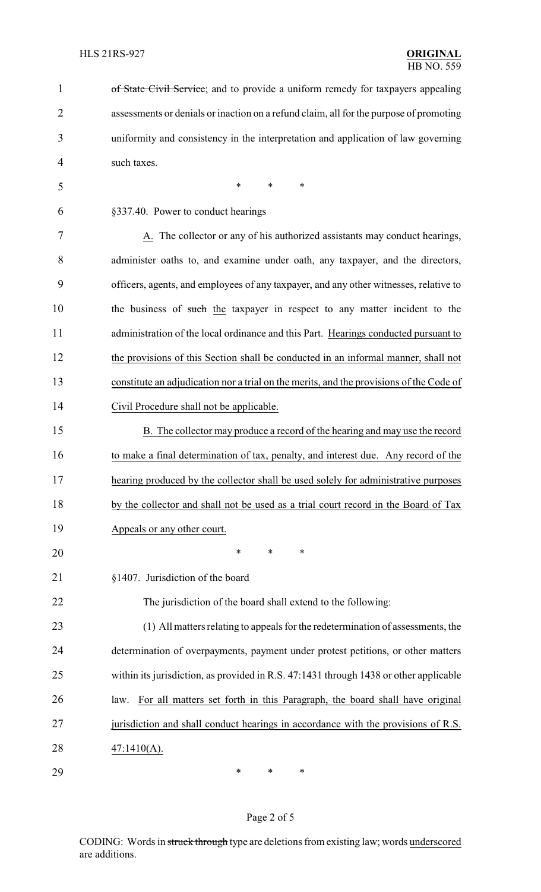~~of State Civil Service~~; and to provide a uniform remedy for taxpayers appealing assessments or denials or inaction on a refund claim, all for the purpose of promoting uniformity and consistency in the interpretation and application of law governing such taxes.

\* \* \*

§337.40. Power to conduct hearings

<u>A.</u> The collector or any of his authorized assistants may conduct hearings, administer oaths to, and examine under oath, any taxpayer, and the directors, officers, agents, and employees of any taxpayer, and any other witnesses, relative to the business of ~~such~~ <u>the</u> taxpayer in respect to any matter incident to the administration of the local ordinance and this Part. <u>Hearings conducted pursuant to the provisions of this Section shall be conducted in an informal manner, shall not constitute an adjudication nor a trial on the merits, and the provisions of the Code of Civil Procedure shall not be applicable.</u>

<u>B. The collector may produce a record of the hearing and may use the record to make a final determination of tax, penalty, and interest due. Any record of the hearing produced by the collector shall be used solely for administrative purposes by the collector and shall not be used as a trial court record in the Board of Tax Appeals or any other court.</u>

\* \* \*

§1407. Jurisdiction of the board

The jurisdiction of the board shall extend to the following:

(1) All matters relating to appeals for the redetermination of assessments, the determination of overpayments, payment under protest petitions, or other matters within its jurisdiction, as provided in R.S. 47:1431 through 1438 or other applicable law. <u>For all matters set forth in this Paragraph, the board shall have original jurisdiction and shall conduct hearings in accordance with the provisions of R.S. 47:1410(A).</u>

\* \* \*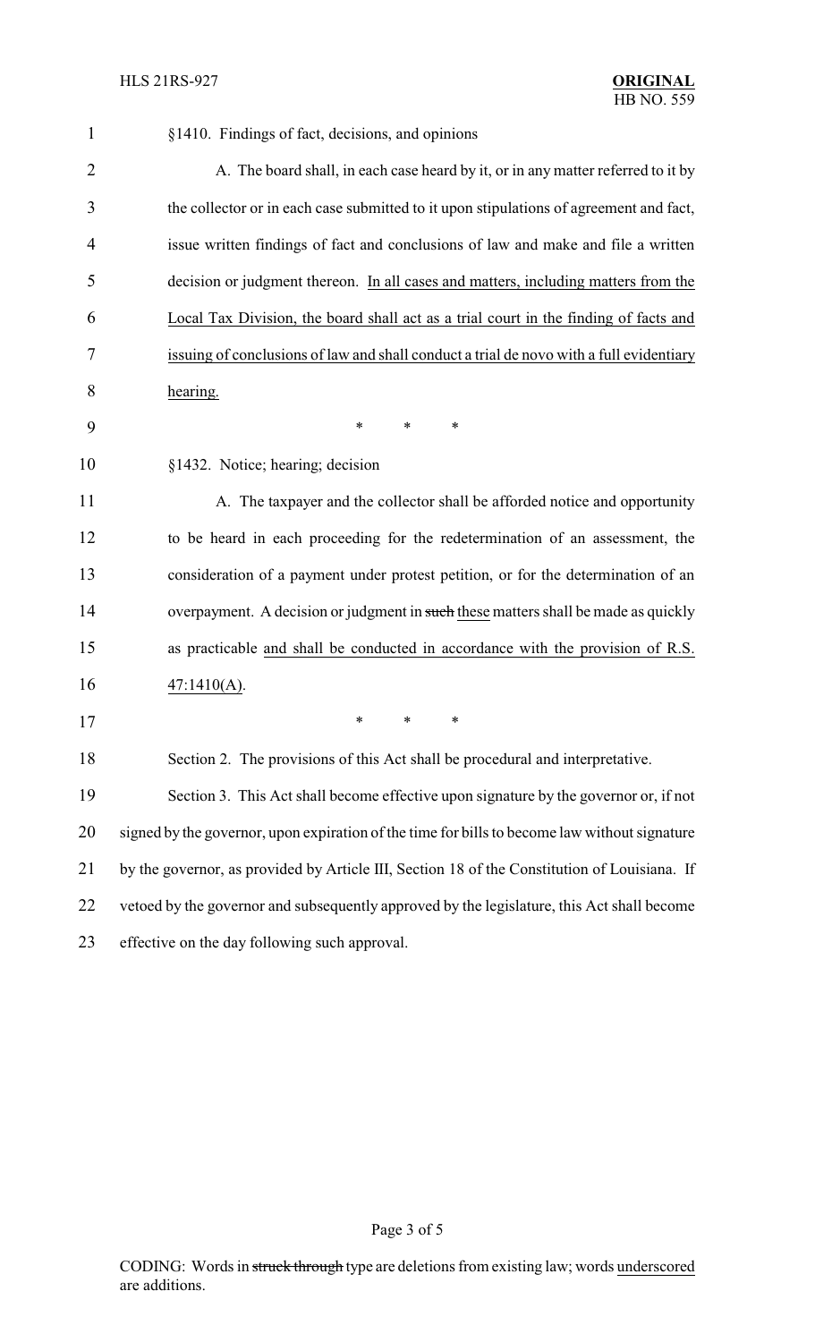§1410. Findings of fact, decisions, and opinions

A. The board shall, in each case heard by it, or in any matter referred to it by the collector or in each case submitted to it upon stipulations of agreement and fact, issue written findings of fact and conclusions of law and make and file a written decision or judgment thereon. <u>In all cases and matters, including matters from the Local Tax Division, the board shall act as a trial court in the finding of facts and issuing of conclusions of law and shall conduct a trial de novo with a full evidentiary hearing.</u>

\* \* \*

§1432. Notice; hearing; decision

A. The taxpayer and the collector shall be afforded notice and opportunity to be heard in each proceeding for the redetermination of an assessment, the consideration of a payment under protest petition, or for the determination of an overpayment. A decision or judgment in ~~such~~ <u>these</u> matters shall be made as quickly as practicable <u>and shall be conducted in accordance with the provision of R.S. 47:1410(A)</u>.

\* \* \*

Section 2. The provisions of this Act shall be procedural and interpretative.

Section 3. This Act shall become effective upon signature by the governor or, if not signed by the governor, upon expiration of the time for bills to become law without signature by the governor, as provided by Article III, Section 18 of the Constitution of Louisiana. If vetoed by the governor and subsequently approved by the legislature, this Act shall become effective on the day following such approval.

CODING: Words in ~~struck through~~ type are deletions from existing law; words <u>underscored</u> are additions.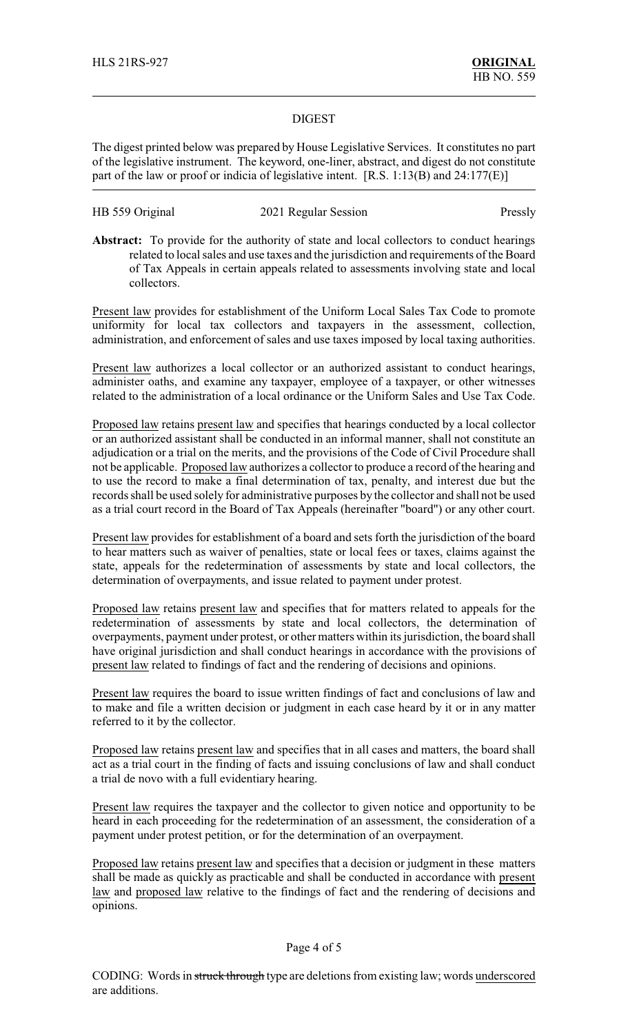HLS 21RS-927 **ORIGINAL**
HB NO. 559

## DIGEST

The digest printed below was prepared by House Legislative Services. It constitutes no part of the legislative instrument. The keyword, one-liner, abstract, and digest do not constitute part of the law or proof or indicia of legislative intent. [R.S. 1:13(B) and 24:177(E)]

HB 559 Original 2021 Regular Session Pressly

**Abstract:** To provide for the authority of state and local collectors to conduct hearings related to local sales and use taxes and the jurisdiction and requirements of the Board of Tax Appeals in certain appeals related to assessments involving state and local collectors.

Present law provides for establishment of the Uniform Local Sales Tax Code to promote uniformity for local tax collectors and taxpayers in the assessment, collection, administration, and enforcement of sales and use taxes imposed by local taxing authorities.

Present law authorizes a local collector or an authorized assistant to conduct hearings, administer oaths, and examine any taxpayer, employee of a taxpayer, or other witnesses related to the administration of a local ordinance or the Uniform Sales and Use Tax Code.

Proposed law retains present law and specifies that hearings conducted by a local collector or an authorized assistant shall be conducted in an informal manner, shall not constitute an adjudication or a trial on the merits, and the provisions of the Code of Civil Procedure shall not be applicable. Proposed law authorizes a collector to produce a record of the hearing and to use the record to make a final determination of tax, penalty, and interest due but the records shall be used solely for administrative purposes by the collector and shall not be used as a trial court record in the Board of Tax Appeals (hereinafter "board") or any other court.

Present law provides for establishment of a board and sets forth the jurisdiction of the board to hear matters such as waiver of penalties, state or local fees or taxes, claims against the state, appeals for the redetermination of assessments by state and local collectors, the determination of overpayments, and issue related to payment under protest.

Proposed law retains present law and specifies that for matters related to appeals for the redetermination of assessments by state and local collectors, the determination of overpayments, payment under protest, or other matters within its jurisdiction, the board shall have original jurisdiction and shall conduct hearings in accordance with the provisions of present law related to findings of fact and the rendering of decisions and opinions.

Present law requires the board to issue written findings of fact and conclusions of law and to make and file a written decision or judgment in each case heard by it or in any matter referred to it by the collector.

Proposed law retains present law and specifies that in all cases and matters, the board shall act as a trial court in the finding of facts and issuing conclusions of law and shall conduct a trial de novo with a full evidentiary hearing.

Present law requires the taxpayer and the collector to given notice and opportunity to be heard in each proceeding for the redetermination of an assessment, the consideration of a payment under protest petition, or for the determination of an overpayment.

Proposed law retains present law and specifies that a decision or judgment in these matters shall be made as quickly as practicable and shall be conducted in accordance with present law and proposed law relative to the findings of fact and the rendering of decisions and opinions.

CODING: Words in ~~struck through~~ type are deletions from existing law; words underscored are additions.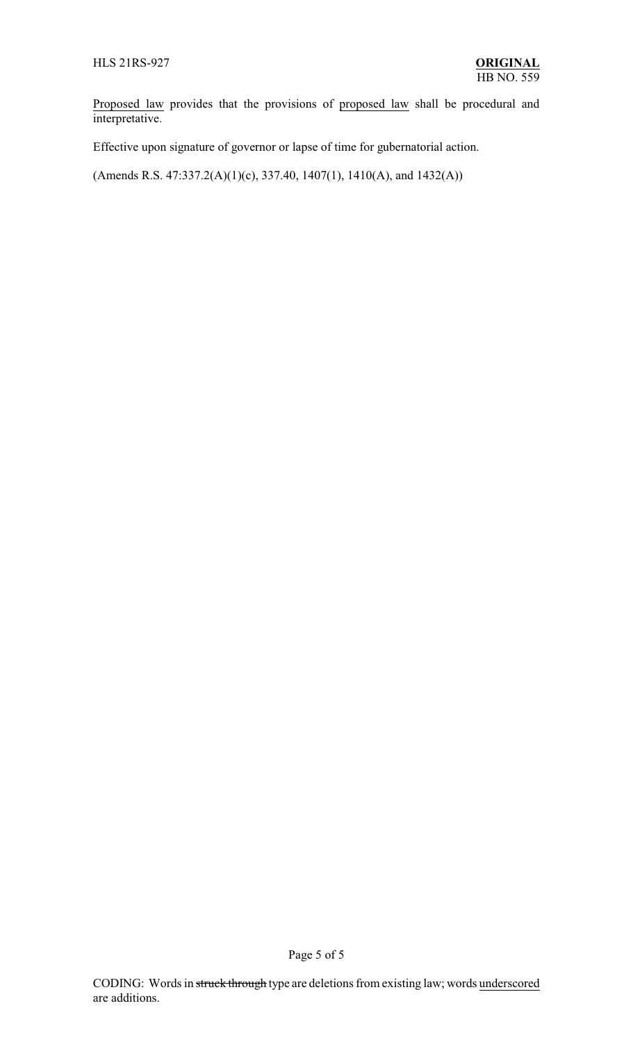Proposed law provides that the provisions of proposed law shall be procedural and interpretative.

Effective upon signature of governor or lapse of time for gubernatorial action.

(Amends R.S. 47:337.2(A)(1)(c), 337.40, 1407(1), 1410(A), and 1432(A))